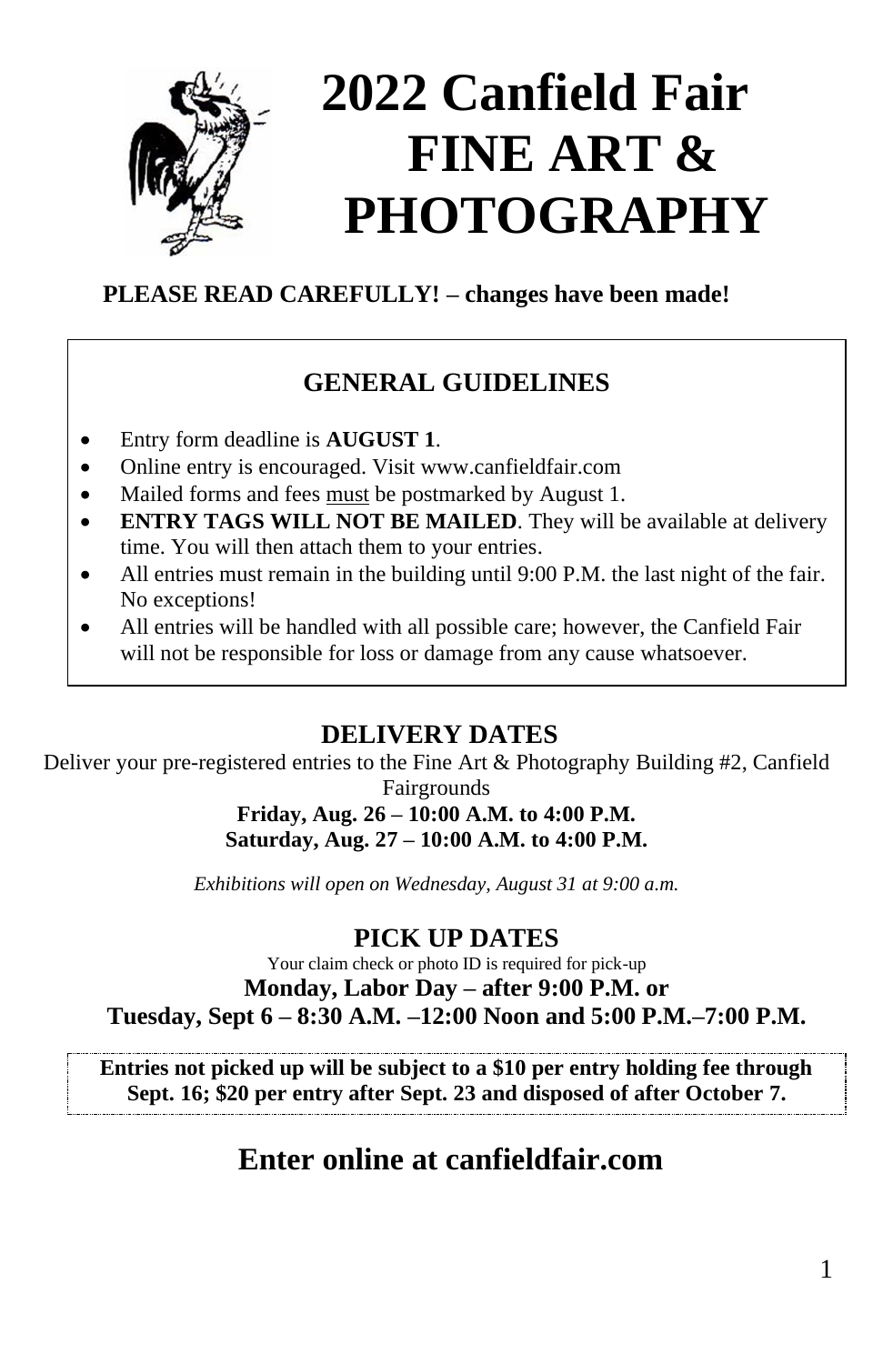# 2022 Canfield Fair FINE ART & PHOTOGRAPHY

**PLEASE READ CAREFULLY! – changes have been made!**

## GENERAL GUIDELINES

- Entry form deadline is **AUGUST 1**.
- Online entry is encouraged. Visit www.canfieldfair.com
- Mailed forms and fees must be postmarked by August 1.
- **ENTRY TAGS WILL NOT BE MAILED**. They will be available at delivery time. You will then attach them to your entries.
- All entries must remain in the building until 9:00 P.M. the last night of the fair. No exceptions!
- All entries will be handled with all possible care; however, the Canfield Fair will not be responsible for loss or damage from any cause whatsoever.

## DELIVERY DATES

Deliver your pre-registered entries to the Fine Art & Photography Building #2, Canfield Fairgrounds

**Friday, Aug. 26 – 10:00 A.M. to 4:00 P.M.**
**Saturday, Aug. 27 – 10:00 A.M. to 4:00 P.M.**

*Exhibitions will open on Wednesday, August 31 at 9:00 a.m.*

## PICK UP DATES

Your claim check or photo ID is required for pick-up

**Monday, Labor Day – after 9:00 P.M. or**
**Tuesday, Sept 6 – 8:30 A.M. –12:00 Noon and 5:00 P.M.–7:00 P.M.**

**Entries not picked up will be subject to a $10 per entry holding fee through Sept. 16; $20 per entry after Sept. 23 and disposed of after October 7.**

## Enter online at canfieldfair.com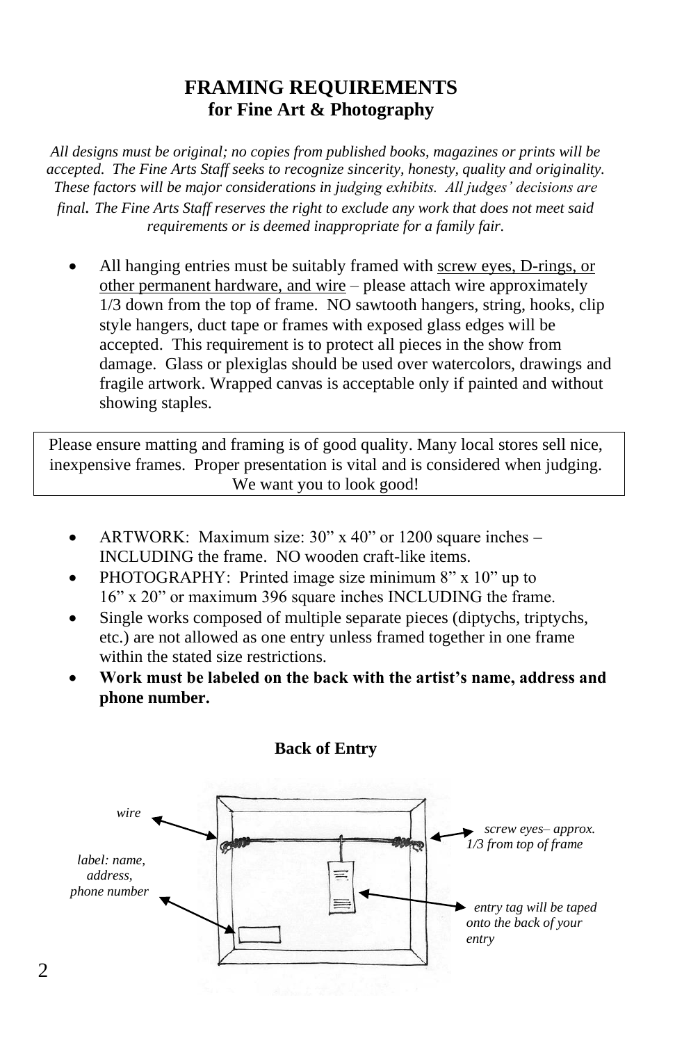# FRAMING REQUIREMENTS
## for Fine Art & Photography

*All designs must be original; no copies from published books, magazines or prints will be accepted. The Fine Arts Staff seeks to recognize sincerity, honesty, quality and originality. These factors will be major considerations in judging exhibits. All judges' decisions are final. The Fine Arts Staff reserves the right to exclude any work that does not meet said requirements or is deemed inappropriate for a family fair.*

- All hanging entries must be suitably framed with screw eyes, D-rings, or other permanent hardware, and wire – please attach wire approximately 1/3 down from the top of frame. NO sawtooth hangers, string, hooks, clip style hangers, duct tape or frames with exposed glass edges will be accepted. This requirement is to protect all pieces in the show from damage. Glass or plexiglas should be used over watercolors, drawings and fragile artwork. Wrapped canvas is acceptable only if painted and without showing staples.

Please ensure matting and framing is of good quality. Many local stores sell nice, inexpensive frames. Proper presentation is vital and is considered when judging. We want you to look good!

- ARTWORK: Maximum size: 30" x 40" or 1200 square inches – INCLUDING the frame. NO wooden craft-like items.
- PHOTOGRAPHY: Printed image size minimum 8" x 10" up to 16" x 20" or maximum 396 square inches INCLUDING the frame.
- Single works composed of multiple separate pieces (diptychs, triptychs, etc.) are not allowed as one entry unless framed together in one frame within the stated size restrictions.
- **Work must be labeled on the back with the artist's name, address and phone number.**

**Back of Entry**

*wire*

*screw eyes– approx. 1/3 from top of frame*

*label: name, address, phone number*

*entry tag will be taped onto the back of your entry*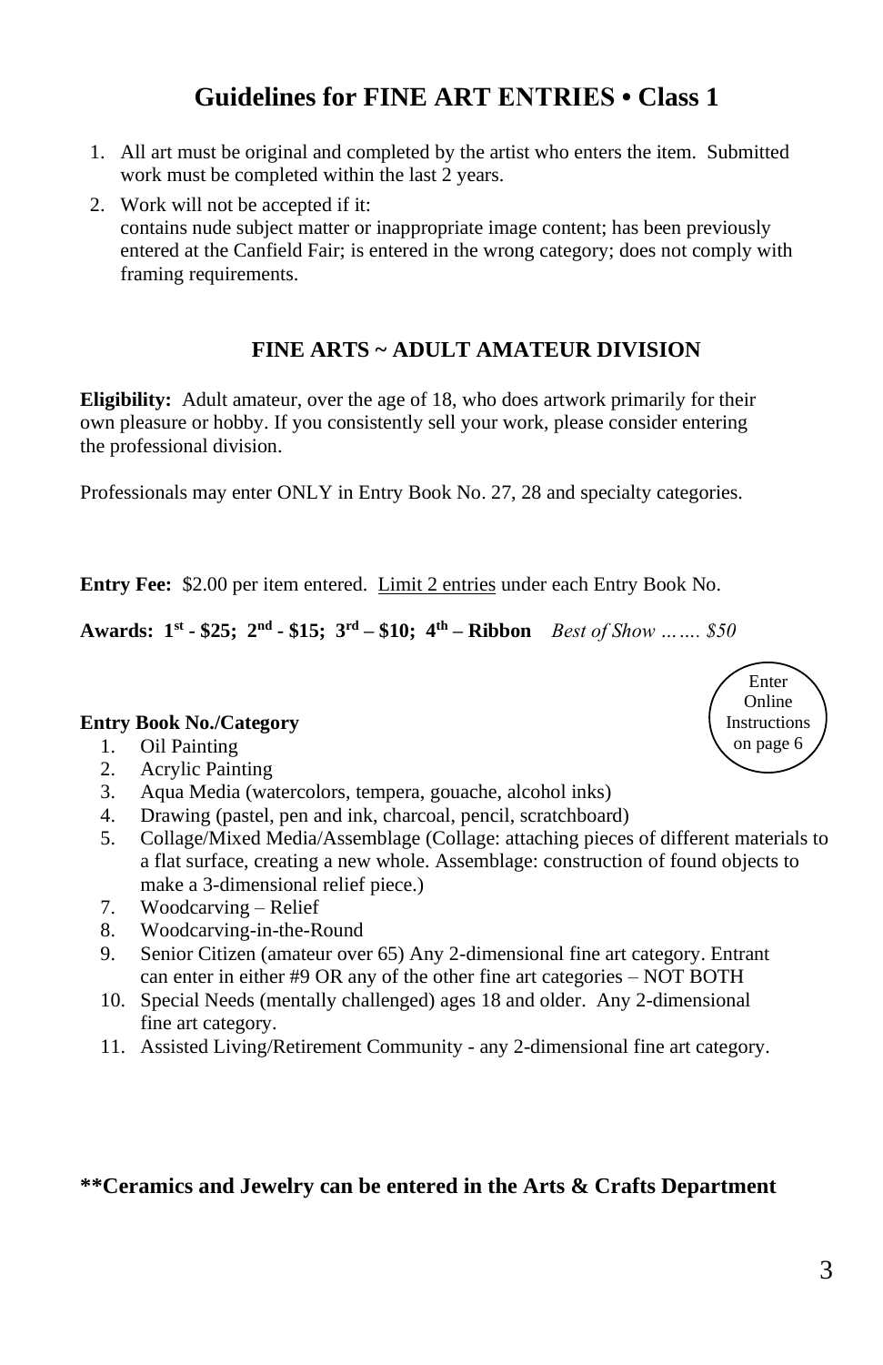# Guidelines for FINE ART ENTRIES • Class 1

1. All art must be original and completed by the artist who enters the item. Submitted work must be completed within the last 2 years.
2. Work will not be accepted if it:
   contains nude subject matter or inappropriate image content; has been previously entered at the Canfield Fair; is entered in the wrong category; does not comply with framing requirements.

## FINE ARTS ~ ADULT AMATEUR DIVISION

**Eligibility:** Adult amateur, over the age of 18, who does artwork primarily for their own pleasure or hobby. If you consistently sell your work, please consider entering the professional division.

Professionals may enter ONLY in Entry Book No. 27, 28 and specialty categories.

**Entry Fee:** $2.00 per item entered. Limit 2 entries under each Entry Book No.

**Awards: 1st - $25; 2nd - $15; 3rd – $10; 4th – Ribbon** *Best of Show ……. $50*

Enter Online Instructions on page 6

**Entry Book No./Category**

1. Oil Painting
2. Acrylic Painting
3. Aqua Media (watercolors, tempera, gouache, alcohol inks)
4. Drawing (pastel, pen and ink, charcoal, pencil, scratchboard)
5. Collage/Mixed Media/Assemblage (Collage: attaching pieces of different materials to a flat surface, creating a new whole. Assemblage: construction of found objects to make a 3-dimensional relief piece.)
7. Woodcarving – Relief
8. Woodcarving-in-the-Round
9. Senior Citizen (amateur over 65) Any 2-dimensional fine art category. Entrant can enter in either #9 OR any of the other fine art categories – NOT BOTH
10. Special Needs (mentally challenged) ages 18 and older. Any 2-dimensional fine art category.
11. Assisted Living/Retirement Community - any 2-dimensional fine art category.

**\*\*Ceramics and Jewelry can be entered in the Arts & Crafts Department**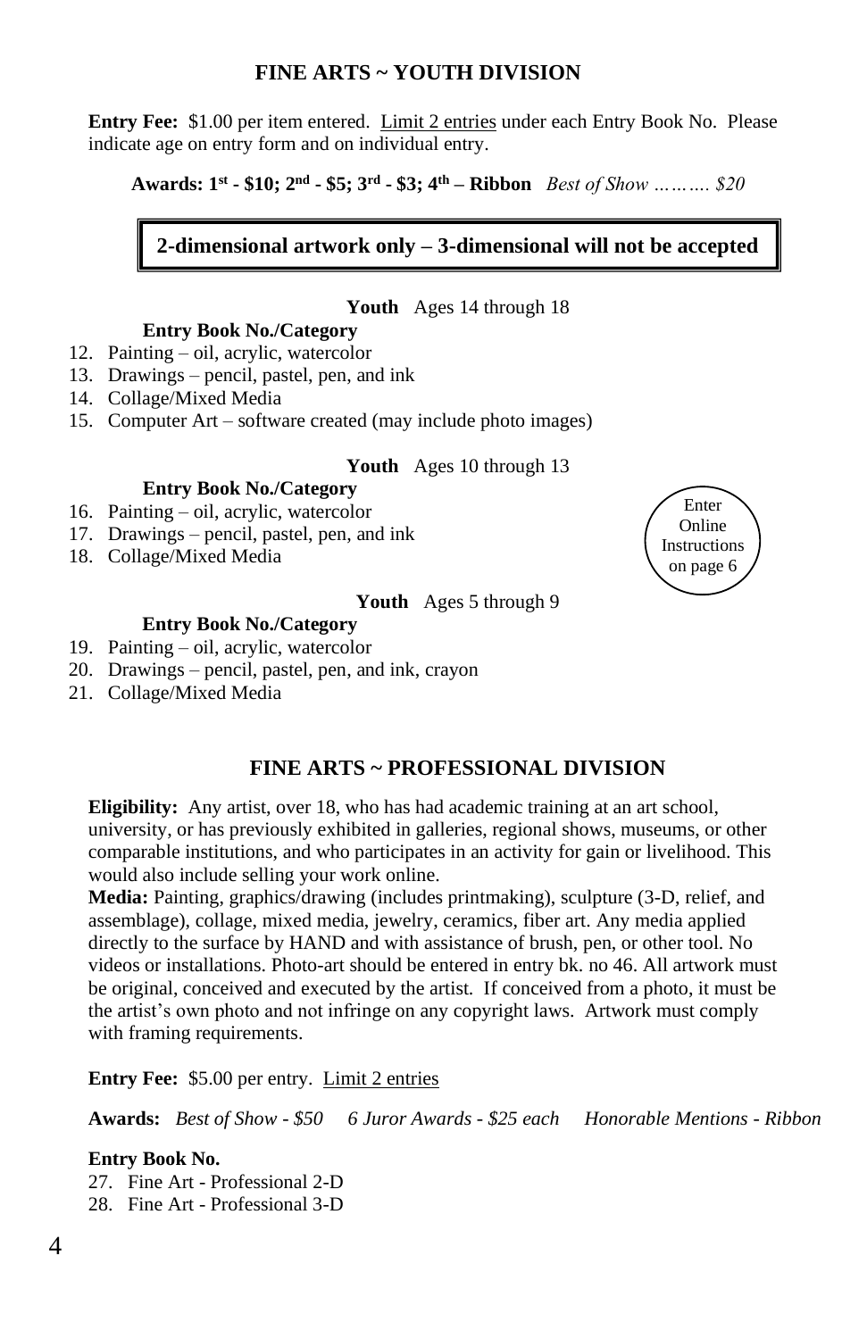## FINE ARTS ~ YOUTH DIVISION

**Entry Fee:** $1.00 per item entered. Limit 2 entries under each Entry Book No. Please indicate age on entry form and on individual entry.

**Awards: 1st - $10; 2nd - $5; 3rd - $3; 4th – Ribbon** *Best of Show ………. $20*

**2-dimensional artwork only – 3-dimensional will not be accepted**

**Youth** Ages 14 through 18

**Entry Book No./Category**

12. Painting – oil, acrylic, watercolor
13. Drawings – pencil, pastel, pen, and ink
14. Collage/Mixed Media
15. Computer Art – software created (may include photo images)

**Youth** Ages 10 through 13

**Entry Book No./Category**

16. Painting – oil, acrylic, watercolor
17. Drawings – pencil, pastel, pen, and ink
18. Collage/Mixed Media

Enter Online Instructions on page 6

**Youth** Ages 5 through 9

**Entry Book No./Category**

19. Painting – oil, acrylic, watercolor
20. Drawings – pencil, pastel, pen, and ink, crayon
21. Collage/Mixed Media

## FINE ARTS ~ PROFESSIONAL DIVISION

**Eligibility:** Any artist, over 18, who has had academic training at an art school, university, or has previously exhibited in galleries, regional shows, museums, or other comparable institutions, and who participates in an activity for gain or livelihood. This would also include selling your work online.

**Media:** Painting, graphics/drawing (includes printmaking), sculpture (3-D, relief, and assemblage), collage, mixed media, jewelry, ceramics, fiber art. Any media applied directly to the surface by HAND and with assistance of brush, pen, or other tool. No videos or installations. Photo-art should be entered in entry bk. no 46. All artwork must be original, conceived and executed by the artist. If conceived from a photo, it must be the artist's own photo and not infringe on any copyright laws. Artwork must comply with framing requirements.

**Entry Fee:** $5.00 per entry. Limit 2 entries

**Awards:** *Best of Show - $50* *6 Juror Awards - $25 each* *Honorable Mentions - Ribbon*

**Entry Book No.**

27. Fine Art - Professional 2-D
28. Fine Art - Professional 3-D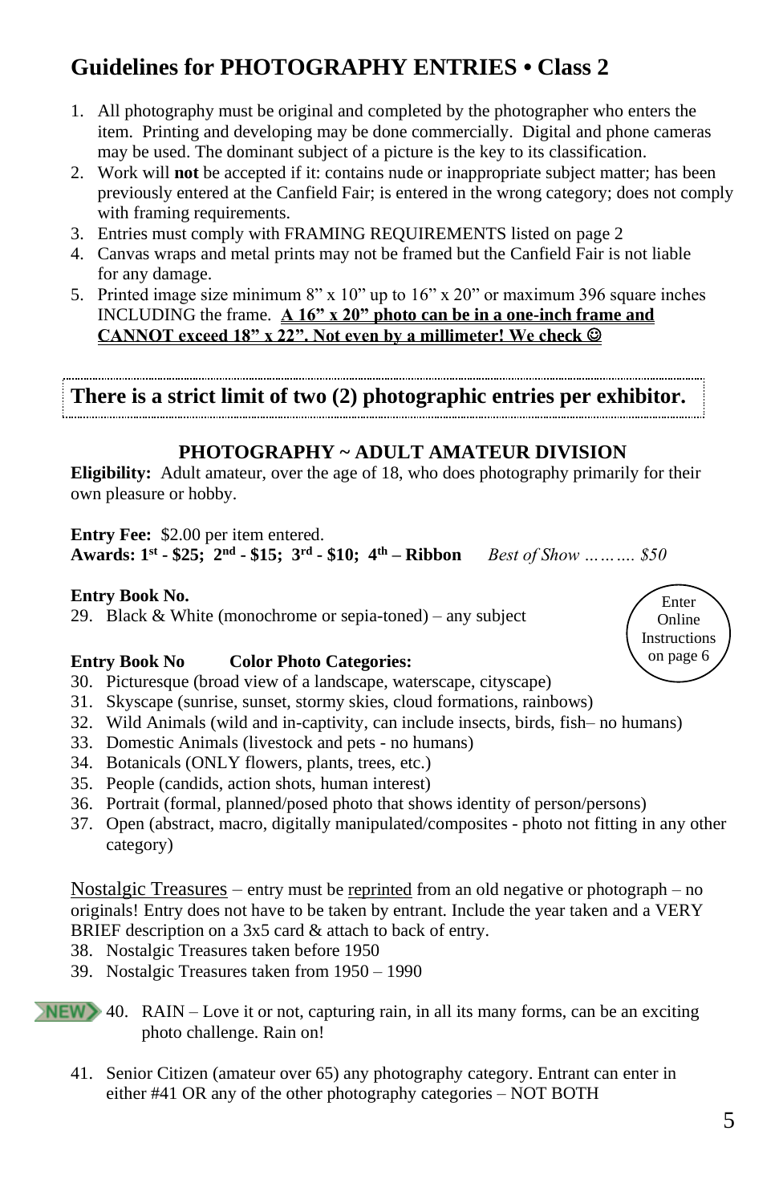## Guidelines for PHOTOGRAPHY ENTRIES • Class 2

1. All photography must be original and completed by the photographer who enters the item. Printing and developing may be done commercially. Digital and phone cameras may be used. The dominant subject of a picture is the key to its classification.
2. Work will **not** be accepted if it: contains nude or inappropriate subject matter; has been previously entered at the Canfield Fair; is entered in the wrong category; does not comply with framing requirements.
3. Entries must comply with FRAMING REQUIREMENTS listed on page 2
4. Canvas wraps and metal prints may not be framed but the Canfield Fair is not liable for any damage.
5. Printed image size minimum 8" x 10" up to 16" x 20" or maximum 396 square inches INCLUDING the frame. **A 16" x 20" photo can be in a one-inch frame and CANNOT exceed 18" x 22". Not even by a millimeter! We check ☺**

**There is a strict limit of two (2) photographic entries per exhibitor.**

### PHOTOGRAPHY ~ ADULT AMATEUR DIVISION

**Eligibility:** Adult amateur, over the age of 18, who does photography primarily for their own pleasure or hobby.

**Entry Fee:** $2.00 per item entered.
**Awards: 1st - $25; 2nd - $15; 3rd - $10; 4th – Ribbon** *Best of Show ………. $50*

Enter Online Instructions on page 6

**Entry Book No.**
29. Black & White (monochrome or sepia-toned) – any subject

**Entry Book No** **Color Photo Categories:**
30. Picturesque (broad view of a landscape, waterscape, cityscape)
31. Skyscape (sunrise, sunset, stormy skies, cloud formations, rainbows)
32. Wild Animals (wild and in-captivity, can include insects, birds, fish– no humans)
33. Domestic Animals (livestock and pets - no humans)
34. Botanicals (ONLY flowers, plants, trees, etc.)
35. People (candids, action shots, human interest)
36. Portrait (formal, planned/posed photo that shows identity of person/persons)
37. Open (abstract, macro, digitally manipulated/composites - photo not fitting in any other category)

Nostalgic Treasures – entry must be reprinted from an old negative or photograph – no originals! Entry does not have to be taken by entrant. Include the year taken and a VERY BRIEF description on a 3x5 card & attach to back of entry.
38. Nostalgic Treasures taken before 1950
39. Nostalgic Treasures taken from 1950 – 1990

NEW 40. RAIN – Love it or not, capturing rain, in all its many forms, can be an exciting photo challenge. Rain on!

41. Senior Citizen (amateur over 65) any photography category. Entrant can enter in either #41 OR any of the other photography categories – NOT BOTH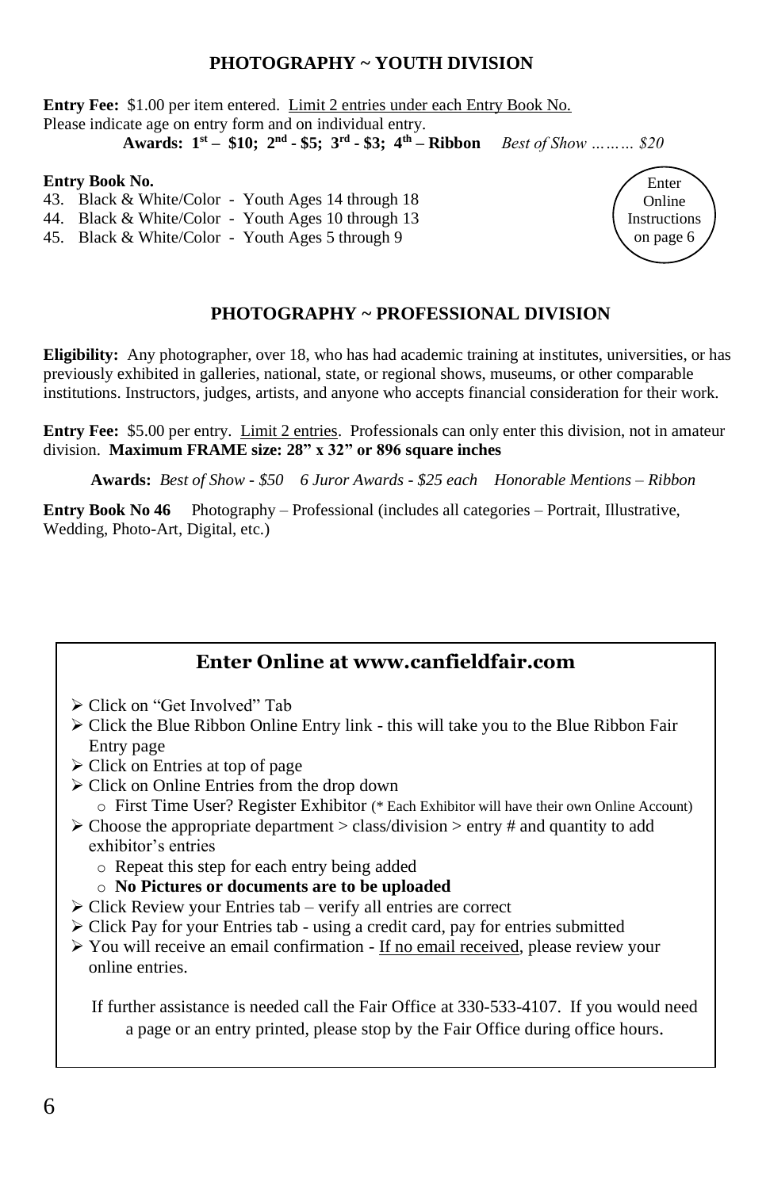## PHOTOGRAPHY ~ YOUTH DIVISION

**Entry Fee:** $1.00 per item entered. Limit 2 entries under each Entry Book No.
Please indicate age on entry form and on individual entry.

**Awards: 1st – $10; 2nd - $5; 3rd - $3; 4th – Ribbon** *Best of Show ……… $20*

**Entry Book No.**

43. Black & White/Color - Youth Ages 14 through 18
44. Black & White/Color - Youth Ages 10 through 13
45. Black & White/Color - Youth Ages 5 through 9

Enter Online Instructions on page 6

## PHOTOGRAPHY ~ PROFESSIONAL DIVISION

**Eligibility:** Any photographer, over 18, who has had academic training at institutes, universities, or has previously exhibited in galleries, national, state, or regional shows, museums, or other comparable institutions. Instructors, judges, artists, and anyone who accepts financial consideration for their work.

**Entry Fee:** $5.00 per entry. Limit 2 entries. Professionals can only enter this division, not in amateur division. **Maximum FRAME size: 28" x 32" or 896 square inches**

**Awards:** *Best of Show - $50 6 Juror Awards - $25 each Honorable Mentions – Ribbon*

**Entry Book No 46** Photography – Professional (includes all categories – Portrait, Illustrative, Wedding, Photo-Art, Digital, etc.)

## Enter Online at www.canfieldfair.com

- Click on "Get Involved" Tab
- Click the Blue Ribbon Online Entry link - this will take you to the Blue Ribbon Fair Entry page
- Click on Entries at top of page
- Click on Online Entries from the drop down
  - First Time User? Register Exhibitor (* Each Exhibitor will have their own Online Account)
- Choose the appropriate department > class/division > entry # and quantity to add exhibitor's entries
  - Repeat this step for each entry being added
  - **No Pictures or documents are to be uploaded**
- Click Review your Entries tab – verify all entries are correct
- Click Pay for your Entries tab - using a credit card, pay for entries submitted
- You will receive an email confirmation - If no email received, please review your online entries.

If further assistance is needed call the Fair Office at 330-533-4107. If you would need a page or an entry printed, please stop by the Fair Office during office hours.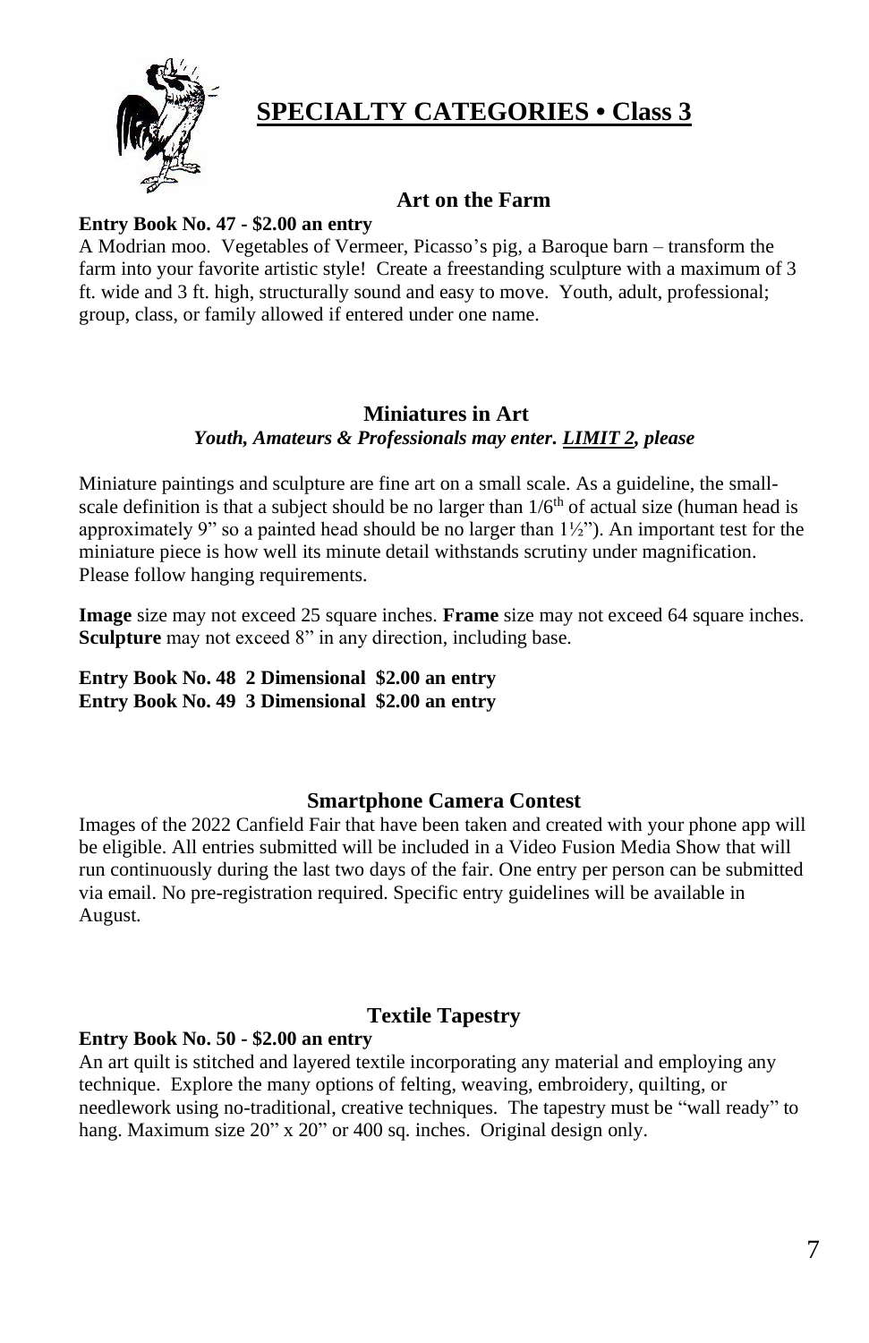# SPECIALTY CATEGORIES • Class 3

## Art on the Farm

**Entry Book No. 47 - $2.00 an entry**

A Modrian moo. Vegetables of Vermeer, Picasso's pig, a Baroque barn – transform the farm into your favorite artistic style! Create a freestanding sculpture with a maximum of 3 ft. wide and 3 ft. high, structurally sound and easy to move. Youth, adult, professional; group, class, or family allowed if entered under one name.

## Miniatures in Art

***Youth, Amateurs & Professionals may enter. LIMIT 2, please***

Miniature paintings and sculpture are fine art on a small scale. As a guideline, the small-scale definition is that a subject should be no larger than 1/6th of actual size (human head is approximately 9" so a painted head should be no larger than 1½"). An important test for the miniature piece is how well its minute detail withstands scrutiny under magnification. Please follow hanging requirements.

**Image** size may not exceed 25 square inches. **Frame** size may not exceed 64 square inches. **Sculpture** may not exceed 8" in any direction, including base.

**Entry Book No. 48 2 Dimensional $2.00 an entry**
**Entry Book No. 49 3 Dimensional $2.00 an entry**

## Smartphone Camera Contest

Images of the 2022 Canfield Fair that have been taken and created with your phone app will be eligible. All entries submitted will be included in a Video Fusion Media Show that will run continuously during the last two days of the fair. One entry per person can be submitted via email. No pre-registration required. Specific entry guidelines will be available in August.

## Textile Tapestry

**Entry Book No. 50 - $2.00 an entry**

An art quilt is stitched and layered textile incorporating any material and employing any technique. Explore the many options of felting, weaving, embroidery, quilting, or needlework using no-traditional, creative techniques. The tapestry must be "wall ready" to hang. Maximum size 20" x 20" or 400 sq. inches. Original design only.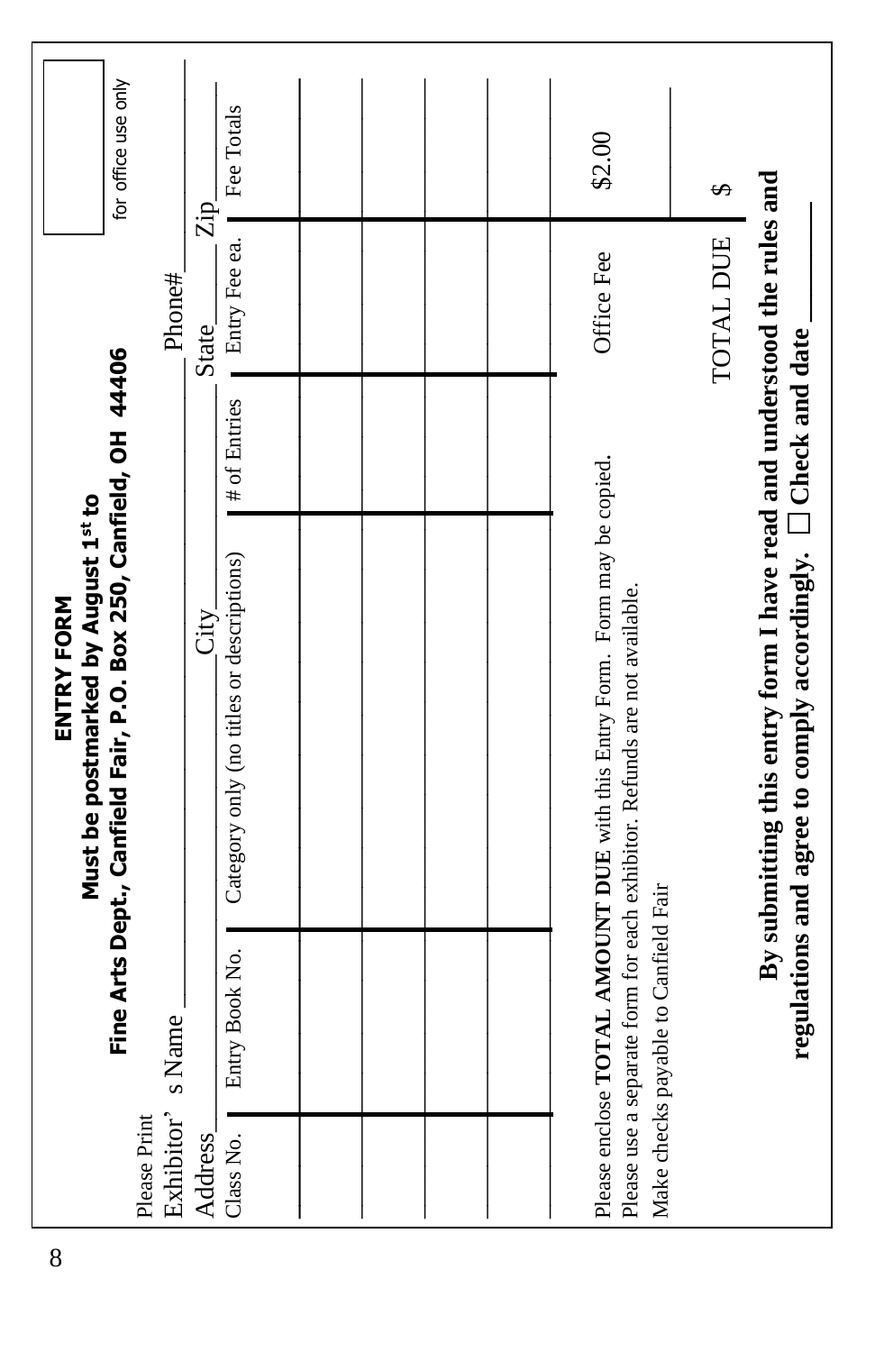for office use only

# ENTRY FORM

**Must be postmarked by August 1st to**

**Fine Arts Dept., Canfield Fair, P.O. Box 250, Canfield, OH 44406**

Please Print

Exhibitor's Name ____________________ Phone# ____________

Address ____________ City ____________ State ______ Zip ______

| Class No. | Entry Book No. | Category only (no titles or descriptions) | # of Entries | Entry Fee ea. | Fee Totals |
|---|---|---|---|---|---|
| | | | | | |
| | | | | | |
| | | | | | |
| | | | | | |
| | | | | | |
| | | | | Office Fee | $2.00 |
| | | | | TOTAL DUE | $ |

Please enclose **TOTAL AMOUNT DUE** with this Entry Form. Form may be copied.
Please use a separate form for each exhibitor. Refunds are not available.
Make checks payable to Canfield Fair

**By submitting this entry form I have read and understood the rules and regulations and agree to comply accordingly.** ☐ **Check and date** ________